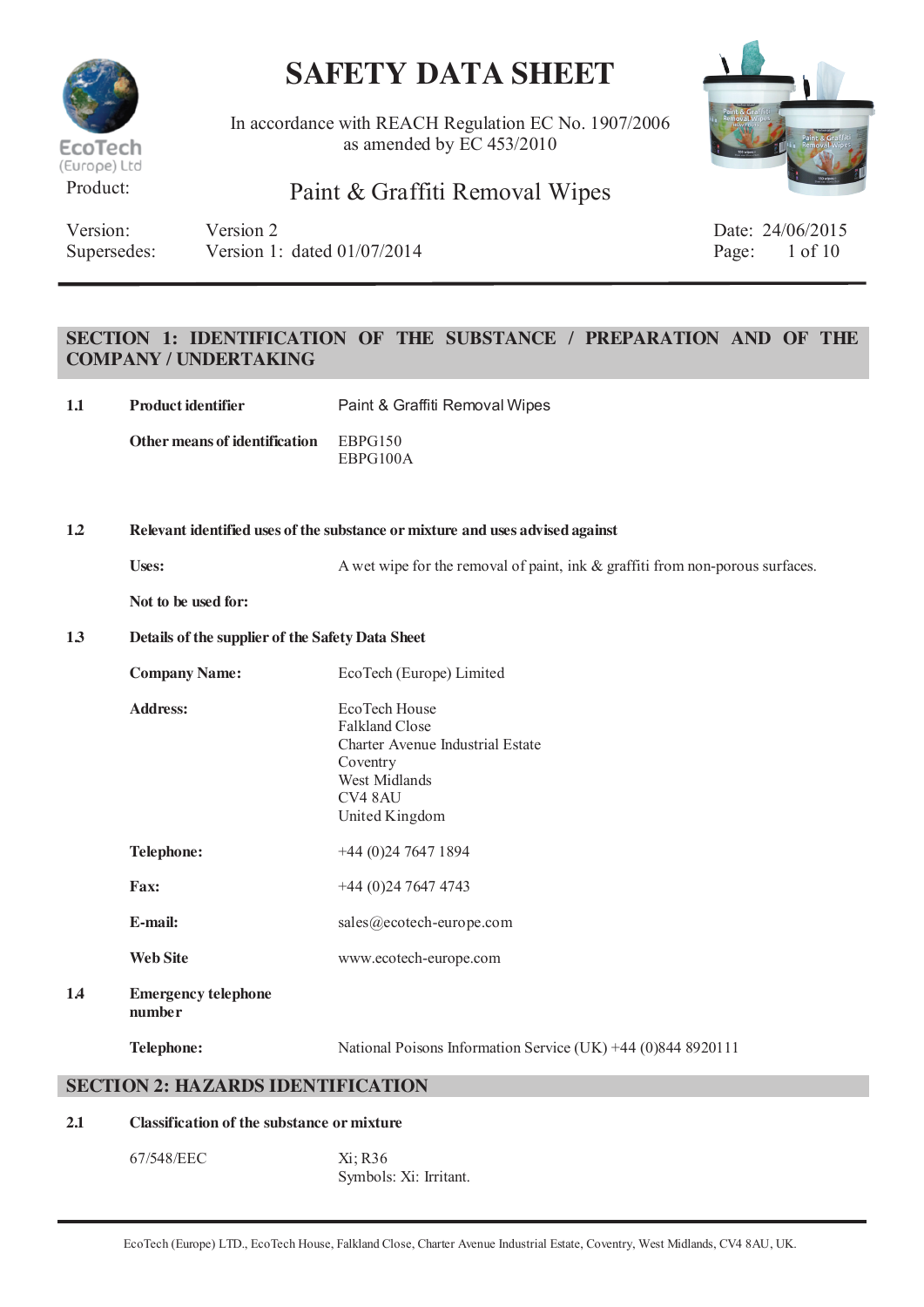# SAFETY DATA SHEET

In accordance with REACH Regulation EC No. 1907/2006
as amended by EC 453/2010

Product: Paint & Graffiti Removal Wipes

| | | |
|---|---|---|
| Version: | Version 2 | Date: 24/06/2015 |
| Supersedes: | Version 1: dated 01/07/2014 | |

## SECTION 1: IDENTIFICATION OF THE SUBSTANCE / PREPARATION AND OF THE COMPANY / UNDERTAKING

**1.1 Product identifier**

**Product identifier** Paint & Graffiti Removal Wipes

**Other means of identification** EBPG150
EBPG100A

**1.2 Relevant identified uses of the substance or mixture and uses advised against**

**Uses:** A wet wipe for the removal of paint, ink & graffiti from non-porous surfaces.

**Not to be used for:**

**1.3 Details of the supplier of the Safety Data Sheet**

**Company Name:** EcoTech (Europe) Limited

**Address:**
EcoTech House
Falkland Close
Charter Avenue Industrial Estate
Coventry
West Midlands
CV4 8AU
United Kingdom

**Telephone:** +44 (0)24 7647 1894

**Fax:** +44 (0)24 7647 4743

**E-mail:** sales@ecotech-europe.com

**Web Site** www.ecotech-europe.com

**1.4 Emergency telephone number**

**Telephone:** National Poisons Information Service (UK) +44 (0)844 8920111

## SECTION 2: HAZARDS IDENTIFICATION

**2.1 Classification of the substance or mixture**

67/548/EEC Xi; R36
Symbols: Xi: Irritant.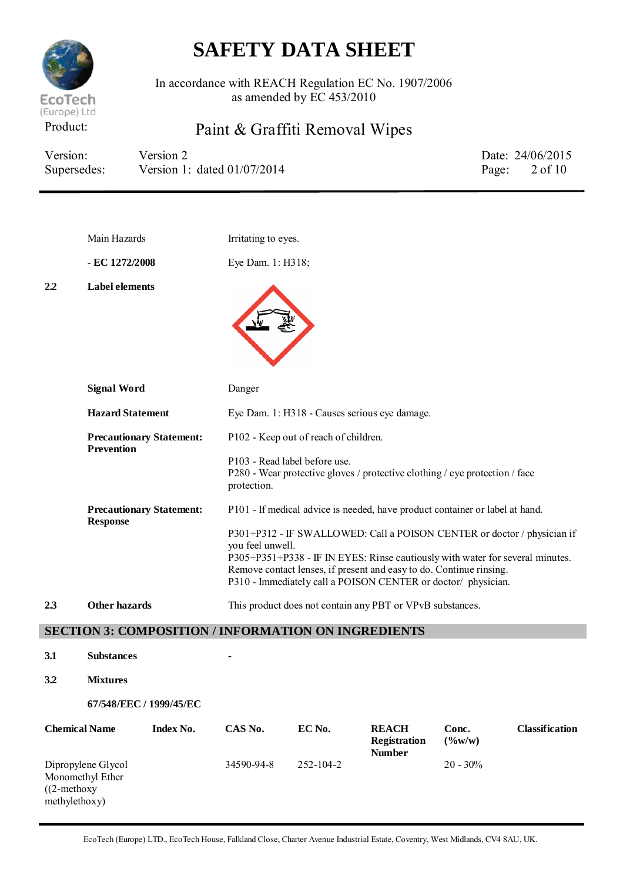| | | |
|---|---|---|
| | Main Hazards | Irritating to eyes. |
| | **- EC 1272/2008** | Eye Dam. 1: H318; |
| **2.2** | **Label elements** | |
| | **Signal Word** | Danger |
| | **Hazard Statement** | Eye Dam. 1: H318 - Causes serious eye damage. |
| | **Precautionary Statement: Prevention** | P102 - Keep out of reach of children.<br><br>P103 - Read label before use.<br>P280 - Wear protective gloves / protective clothing / eye protection / face protection. |
| | **Precautionary Statement: Response** | P101 - If medical advice is needed, have product container or label at hand.<br><br>P301+P312 - IF SWALLOWED: Call a POISON CENTER or doctor / physician if you feel unwell.<br>P305+P351+P338 - IF IN EYES: Rinse cautiously with water for several minutes. Remove contact lenses, if present and easy to do. Continue rinsing.<br>P310 - Immediately call a POISON CENTER or doctor/ physician. |
| **2.3** | **Other hazards** | This product does not contain any PBT or VPvB substances. |

## SECTION 3: COMPOSITION / INFORMATION ON INGREDIENTS

**3.1 Substances** -

**3.2 Mixtures**

**67/548/EEC / 1999/45/EC**

| Chemical Name | Index No. | CAS No. | EC No. | REACH Registration Number | Conc. (%w/w) | Classification |
|---|---|---|---|---|---|---|
| Dipropylene Glycol Monomethyl Ether ((2-methoxy methylethoxy) | | 34590-94-8 | 252-104-2 | | 20 - 30% | |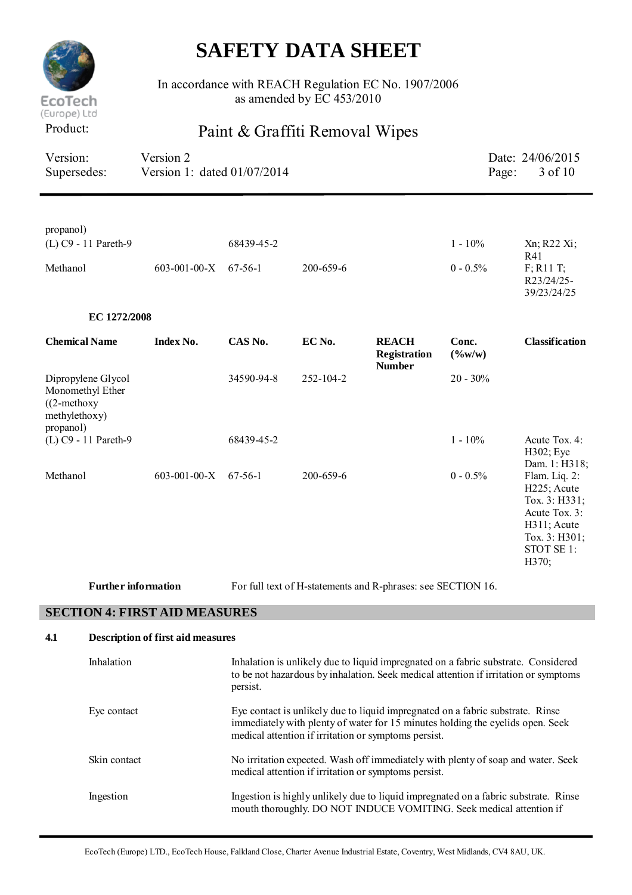| | | | | | | |
|---|---|---|---|---|---|---|
| propanol) | | | | | | |
| (L) C9 - 11 Pareth-9 | | 68439-45-2 | | | 1 - 10% | Xn; R22 Xi; R41 |
| Methanol | 603-001-00-X | 67-56-1 | 200-659-6 | | 0 - 0.5% | F; R11 T; R23/24/25-39/23/24/25 |

**EC 1272/2008**

| Chemical Name | Index No. | CAS No. | EC No. | REACH Registration Number | Conc. (%w/w) | Classification |
|---|---|---|---|---|---|---|
| Dipropylene Glycol Monomethyl Ether ((2-methoxy methylethoxy) propanol) | | 34590-94-8 | 252-104-2 | | 20 - 30% | |
| (L) C9 - 11 Pareth-9 | | 68439-45-2 | | | 1 - 10% | Acute Tox. 4: H302; Eye Dam. 1: H318; |
| Methanol | 603-001-00-X | 67-56-1 | 200-659-6 | | 0 - 0.5% | Flam. Liq. 2: H225; Acute Tox. 3: H331; Acute Tox. 3: H311; Acute Tox. 3: H301; STOT SE 1: H370; |

**Further information** For full text of H-statements and R-phrases: see SECTION 16.

## SECTION 4: FIRST AID MEASURES

### 4.1 Description of first aid measures

**Inhalation**
Inhalation is unlikely due to liquid impregnated on a fabric substrate. Considered to be not hazardous by inhalation. Seek medical attention if irritation or symptoms persist.

**Eye contact**
Eye contact is unlikely due to liquid impregnated on a fabric substrate. Rinse immediately with plenty of water for 15 minutes holding the eyelids open. Seek medical attention if irritation or symptoms persist.

**Skin contact**
No irritation expected. Wash off immediately with plenty of soap and water. Seek medical attention if irritation or symptoms persist.

**Ingestion**
Ingestion is highly unlikely due to liquid impregnated on a fabric substrate. Rinse mouth thoroughly. DO NOT INDUCE VOMITING. Seek medical attention if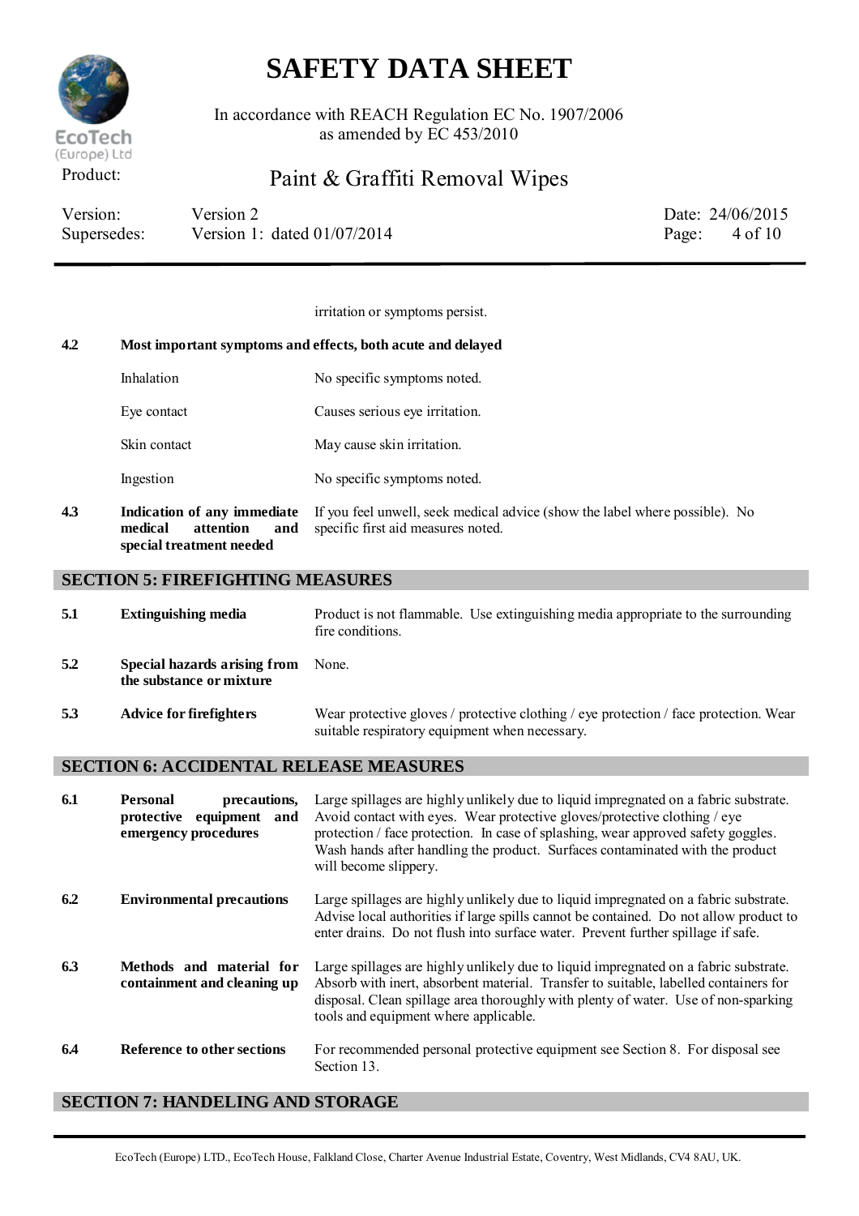irritation or symptoms persist.

| | | |
|---|---|---|
| **4.2** | **Most important symptoms and effects, both acute and delayed** | |
| | Inhalation | No specific symptoms noted. |
| | Eye contact | Causes serious eye irritation. |
| | Skin contact | May cause skin irritation. |
| | Ingestion | No specific symptoms noted. |
| **4.3** | **Indication of any immediate medical attention and special treatment needed** | If you feel unwell, seek medical advice (show the label where possible). No specific first aid measures noted. |

## SECTION 5: FIREFIGHTING MEASURES

| | | |
|---|---|---|
| **5.1** | **Extinguishing media** | Product is not flammable. Use extinguishing media appropriate to the surrounding fire conditions. |
| **5.2** | **Special hazards arising from the substance or mixture** | None. |
| **5.3** | **Advice for firefighters** | Wear protective gloves / protective clothing / eye protection / face protection. Wear suitable respiratory equipment when necessary. |

## SECTION 6: ACCIDENTAL RELEASE MEASURES

| | | |
|---|---|---|
| **6.1** | **Personal precautions, protective equipment and emergency procedures** | Large spillages are highly unlikely due to liquid impregnated on a fabric substrate. Avoid contact with eyes. Wear protective gloves/protective clothing / eye protection / face protection. In case of splashing, wear approved safety goggles. Wash hands after handling the product. Surfaces contaminated with the product will become slippery. |
| **6.2** | **Environmental precautions** | Large spillages are highly unlikely due to liquid impregnated on a fabric substrate. Advise local authorities if large spills cannot be contained. Do not allow product to enter drains. Do not flush into surface water. Prevent further spillage if safe. |
| **6.3** | **Methods and material for containment and cleaning up** | Large spillages are highly unlikely due to liquid impregnated on a fabric substrate. Absorb with inert, absorbent material. Transfer to suitable, labelled containers for disposal. Clean spillage area thoroughly with plenty of water. Use of non-sparking tools and equipment where applicable. |
| **6.4** | **Reference to other sections** | For recommended personal protective equipment see Section 8. For disposal see Section 13. |

## SECTION 7: HANDELING AND STORAGE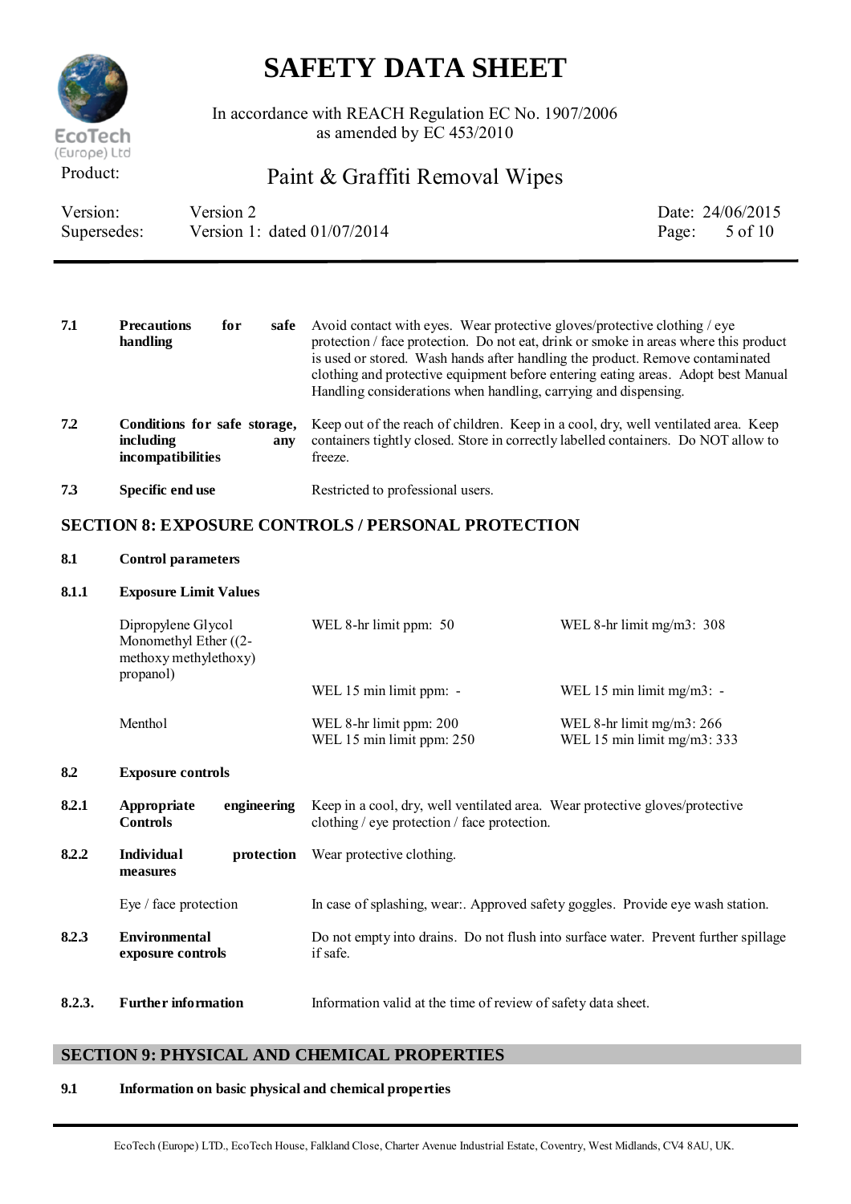| | | |
|---|---|---|
| **7.1** | **Precautions for safe handling** | Avoid contact with eyes. Wear protective gloves/protective clothing / eye protection / face protection. Do not eat, drink or smoke in areas where this product is used or stored. Wash hands after handling the product. Remove contaminated clothing and protective equipment before entering eating areas. Adopt best Manual Handling considerations when handling, carrying and dispensing. |
| **7.2** | **Conditions for safe storage, including any incompatibilities** | Keep out of the reach of children. Keep in a cool, dry, well ventilated area. Keep containers tightly closed. Store in correctly labelled containers. Do NOT allow to freeze. |
| **7.3** | **Specific end use** | Restricted to professional users. |

## SECTION 8: EXPOSURE CONTROLS / PERSONAL PROTECTION

**8.1 Control parameters**

**8.1.1 Exposure Limit Values**

| Substance | ppm | mg/m3 |
|---|---|---|
| Dipropylene Glycol Monomethyl Ether ((2-methoxy methylethoxy) propanol) | WEL 8-hr limit ppm: 50 | WEL 8-hr limit mg/m3: 308 |
| | WEL 15 min limit ppm: - | WEL 15 min limit mg/m3: - |
| Menthol | WEL 8-hr limit ppm: 200<br>WEL 15 min limit ppm: 250 | WEL 8-hr limit mg/m3: 266<br>WEL 15 min limit mg/m3: 333 |

**8.2 Exposure controls**

| | | |
|---|---|---|
| **8.2.1** | **Appropriate engineering Controls** | Keep in a cool, dry, well ventilated area. Wear protective gloves/protective clothing / eye protection / face protection. |
| **8.2.2** | **Individual protection measures** | Wear protective clothing. |
| | Eye / face protection | In case of splashing, wear:. Approved safety goggles. Provide eye wash station. |
| **8.2.3** | **Environmental exposure controls** | Do not empty into drains. Do not flush into surface water. Prevent further spillage if safe. |
| **8.2.3.** | **Further information** | Information valid at the time of review of safety data sheet. |

## SECTION 9: PHYSICAL AND CHEMICAL PROPERTIES

**9.1 Information on basic physical and chemical properties**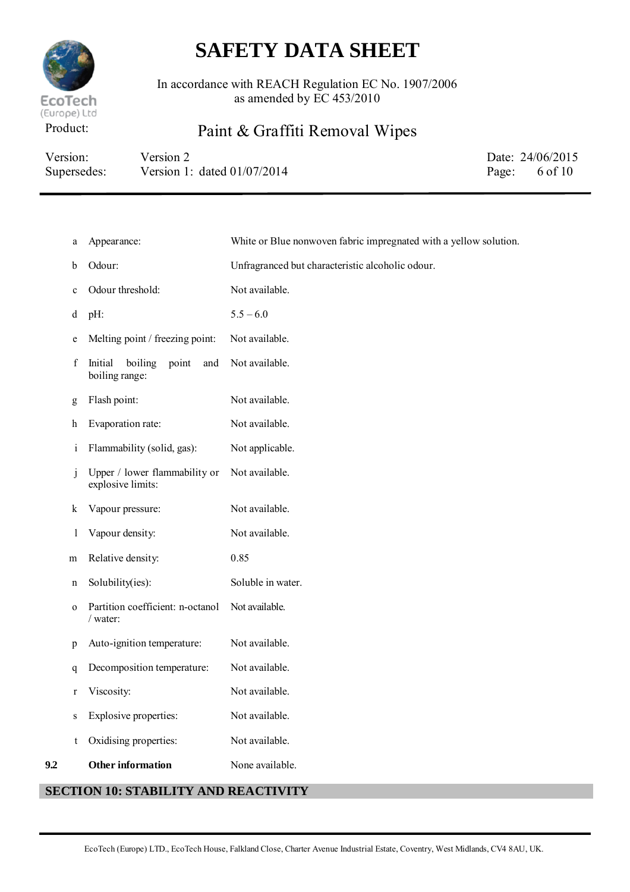| | | |
|---|---|---|
| a | Appearance: | White or Blue nonwoven fabric impregnated with a yellow solution. |
| b | Odour: | Unfragranced but characteristic alcoholic odour. |
| c | Odour threshold: | Not available. |
| d | pH: | 5.5 – 6.0 |
| e | Melting point / freezing point: | Not available. |
| f | Initial boiling point and boiling range: | Not available. |
| g | Flash point: | Not available. |
| h | Evaporation rate: | Not available. |
| i | Flammability (solid, gas): | Not applicable. |
| j | Upper / lower flammability or explosive limits: | Not available. |
| k | Vapour pressure: | Not available. |
| l | Vapour density: | Not available. |
| m | Relative density: | 0.85 |
| n | Solubility(ies): | Soluble in water. |
| o | Partition coefficient: n-octanol / water: | Not available. |
| p | Auto-ignition temperature: | Not available. |
| q | Decomposition temperature: | Not available. |
| r | Viscosity: | Not available. |
| s | Explosive properties: | Not available. |
| t | Oxidising properties: | Not available. |
| **9.2** | **Other information** | None available. |

## SECTION 10: STABILITY AND REACTIVITY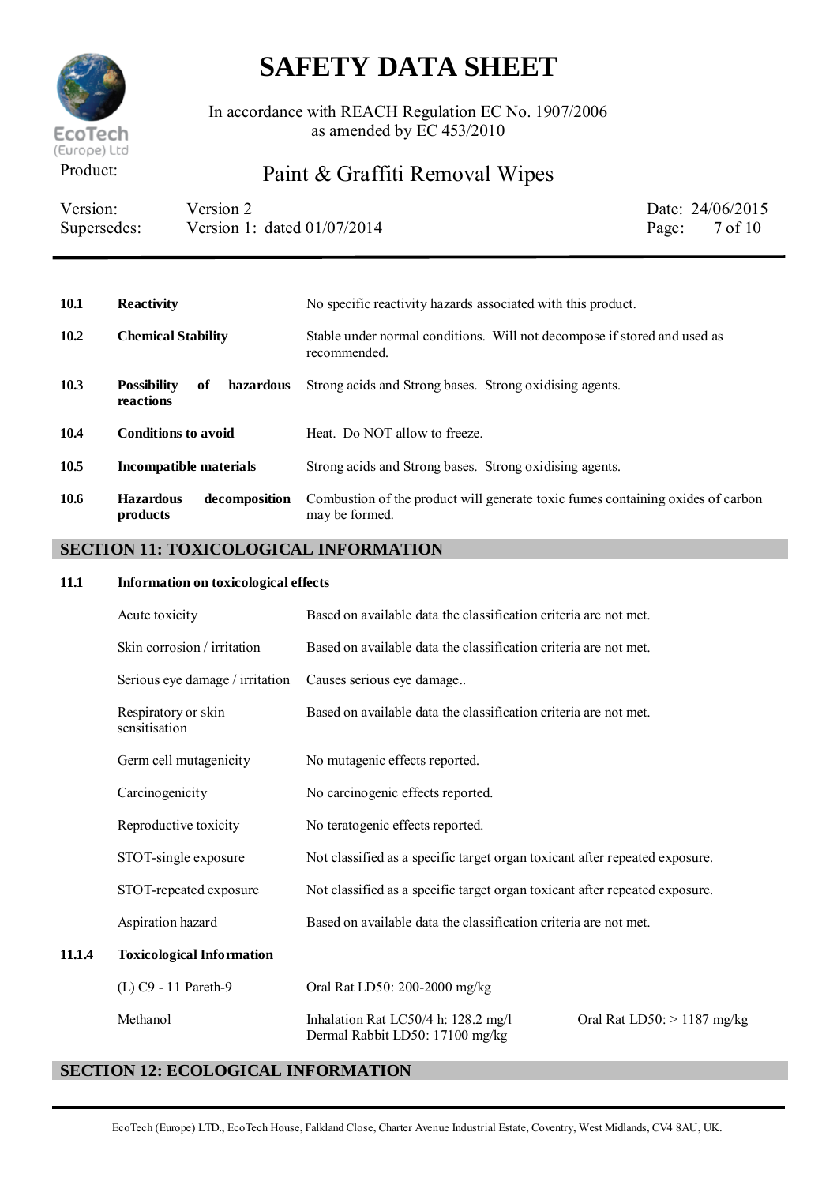| | | |
|---|---|---|
| **10.1** | **Reactivity** | No specific reactivity hazards associated with this product. |
| **10.2** | **Chemical Stability** | Stable under normal conditions. Will not decompose if stored and used as recommended. |
| **10.3** | **Possibility of hazardous reactions** | Strong acids and Strong bases. Strong oxidising agents. |
| **10.4** | **Conditions to avoid** | Heat. Do NOT allow to freeze. |
| **10.5** | **Incompatible materials** | Strong acids and Strong bases. Strong oxidising agents. |
| **10.6** | **Hazardous decomposition products** | Combustion of the product will generate toxic fumes containing oxides of carbon may be formed. |

## SECTION 11: TOXICOLOGICAL INFORMATION

**11.1 Information on toxicological effects**

| | |
|---|---|
| Acute toxicity | Based on available data the classification criteria are not met. |
| Skin corrosion / irritation | Based on available data the classification criteria are not met. |
| Serious eye damage / irritation | Causes serious eye damage.. |
| Respiratory or skin sensitisation | Based on available data the classification criteria are not met. |
| Germ cell mutagenicity | No mutagenic effects reported. |
| Carcinogenicity | No carcinogenic effects reported. |
| Reproductive toxicity | No teratogenic effects reported. |
| STOT-single exposure | Not classified as a specific target organ toxicant after repeated exposure. |
| STOT-repeated exposure | Not classified as a specific target organ toxicant after repeated exposure. |
| Aspiration hazard | Based on available data the classification criteria are not met. |

**11.1.4 Toxicological Information**

| | | |
|---|---|---|
| (L) C9 - 11 Pareth-9 | Oral Rat LD50: 200-2000 mg/kg | |
| Methanol | Inhalation Rat LC50/4 h: 128.2 mg/l<br>Dermal Rabbit LD50: 17100 mg/kg | Oral Rat LD50: > 1187 mg/kg |

## SECTION 12: ECOLOGICAL INFORMATION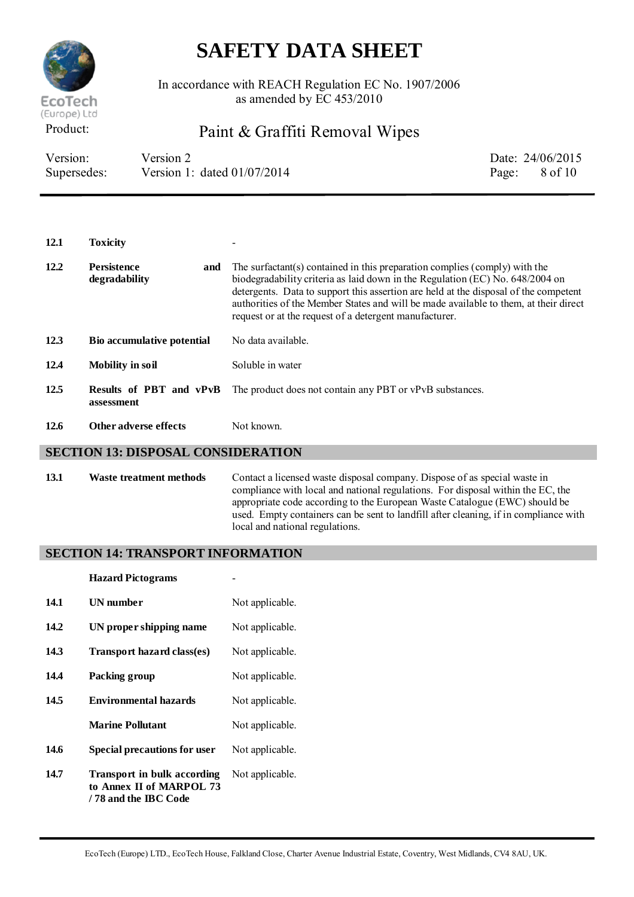| | | |
|---|---|---|
| **12.1** | **Toxicity** | - |
| **12.2** | **Persistence and degradability** | The surfactant(s) contained in this preparation complies (comply) with the biodegradability criteria as laid down in the Regulation (EC) No. 648/2004 on detergents. Data to support this assertion are held at the disposal of the competent authorities of the Member States and will be made available to them, at their direct request or at the request of a detergent manufacturer. |
| **12.3** | **Bio accumulative potential** | No data available. |
| **12.4** | **Mobility in soil** | Soluble in water |
| **12.5** | **Results of PBT and vPvB assessment** | The product does not contain any PBT or vPvB substances. |
| **12.6** | **Other adverse effects** | Not known. |

## SECTION 13: DISPOSAL CONSIDERATION

| | | |
|---|---|---|
| **13.1** | **Waste treatment methods** | Contact a licensed waste disposal company. Dispose of as special waste in compliance with local and national regulations. For disposal within the EC, the appropriate code according to the European Waste Catalogue (EWC) should be used. Empty containers can be sent to landfill after cleaning, if in compliance with local and national regulations. |

## SECTION 14: TRANSPORT INFORMATION

| | | |
|---|---|---|
| | **Hazard Pictograms** | - |
| **14.1** | **UN number** | Not applicable. |
| **14.2** | **UN proper shipping name** | Not applicable. |
| **14.3** | **Transport hazard class(es)** | Not applicable. |
| **14.4** | **Packing group** | Not applicable. |
| **14.5** | **Environmental hazards** | Not applicable. |
| | **Marine Pollutant** | Not applicable. |
| **14.6** | **Special precautions for user** | Not applicable. |
| **14.7** | **Transport in bulk according to Annex II of MARPOL 73 / 78 and the IBC Code** | Not applicable. |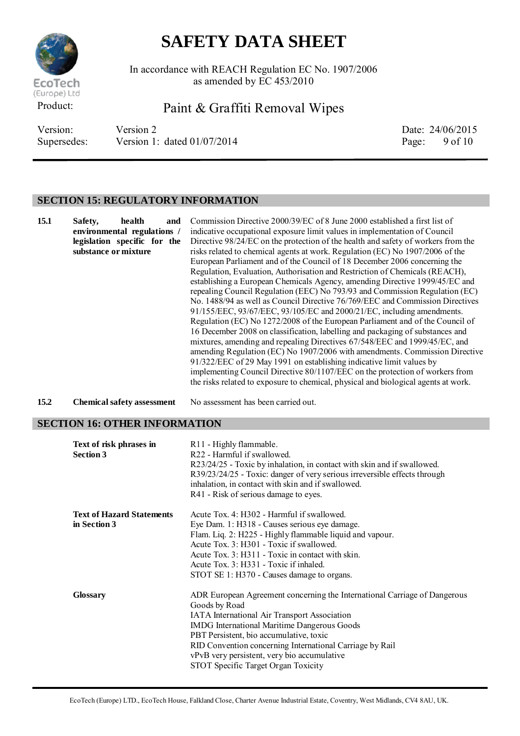## SECTION 15: REGULATORY INFORMATION

| | | |
|---|---|---|
| **15.1** | **Safety, health and environmental regulations / legislation specific for the substance or mixture** | Commission Directive 2000/39/EC of 8 June 2000 established a first list of indicative occupational exposure limit values in implementation of Council Directive 98/24/EC on the protection of the health and safety of workers from the risks related to chemical agents at work. Regulation (EC) No 1907/2006 of the European Parliament and of the Council of 18 December 2006 concerning the Regulation, Evaluation, Authorisation and Restriction of Chemicals (REACH), establishing a European Chemicals Agency, amending Directive 1999/45/EC and repealing Council Regulation (EEC) No 793/93 and Commission Regulation (EC) No. 1488/94 as well as Council Directive 76/769/EEC and Commission Directives 91/155/EEC, 93/67/EEC, 93/105/EC and 2000/21/EC, including amendments. Regulation (EC) No 1272/2008 of the European Parliament and of the Council of 16 December 2008 on classification, labelling and packaging of substances and mixtures, amending and repealing Directives 67/548/EEC and 1999/45/EC, and amending Regulation (EC) No 1907/2006 with amendments. Commission Directive 91/322/EEC of 29 May 1991 on establishing indicative limit values by implementing Council Directive 80/1107/EEC on the protection of workers from the risks related to exposure to chemical, physical and biological agents at work. |
| **15.2** | **Chemical safety assessment** | No assessment has been carried out. |

## SECTION 16: OTHER INFORMATION

**Text of risk phrases in Section 3**

R11 - Highly flammable.
R22 - Harmful if swallowed.
R23/24/25 - Toxic by inhalation, in contact with skin and if swallowed.
R39/23/24/25 - Toxic: danger of very serious irreversible effects through inhalation, in contact with skin and if swallowed.
R41 - Risk of serious damage to eyes.

**Text of Hazard Statements in Section 3**

Acute Tox. 4: H302 - Harmful if swallowed.
Eye Dam. 1: H318 - Causes serious eye damage.
Flam. Liq. 2: H225 - Highly flammable liquid and vapour.
Acute Tox. 3: H301 - Toxic if swallowed.
Acute Tox. 3: H311 - Toxic in contact with skin.
Acute Tox. 3: H331 - Toxic if inhaled.
STOT SE 1: H370 - Causes damage to organs.

**Glossary**

ADR European Agreement concerning the International Carriage of Dangerous Goods by Road
IATA International Air Transport Association
IMDG International Maritime Dangerous Goods
PBT Persistent, bio accumulative, toxic
RID Convention concerning International Carriage by Rail
vPvB very persistent, very bio accumulative
STOT Specific Target Organ Toxicity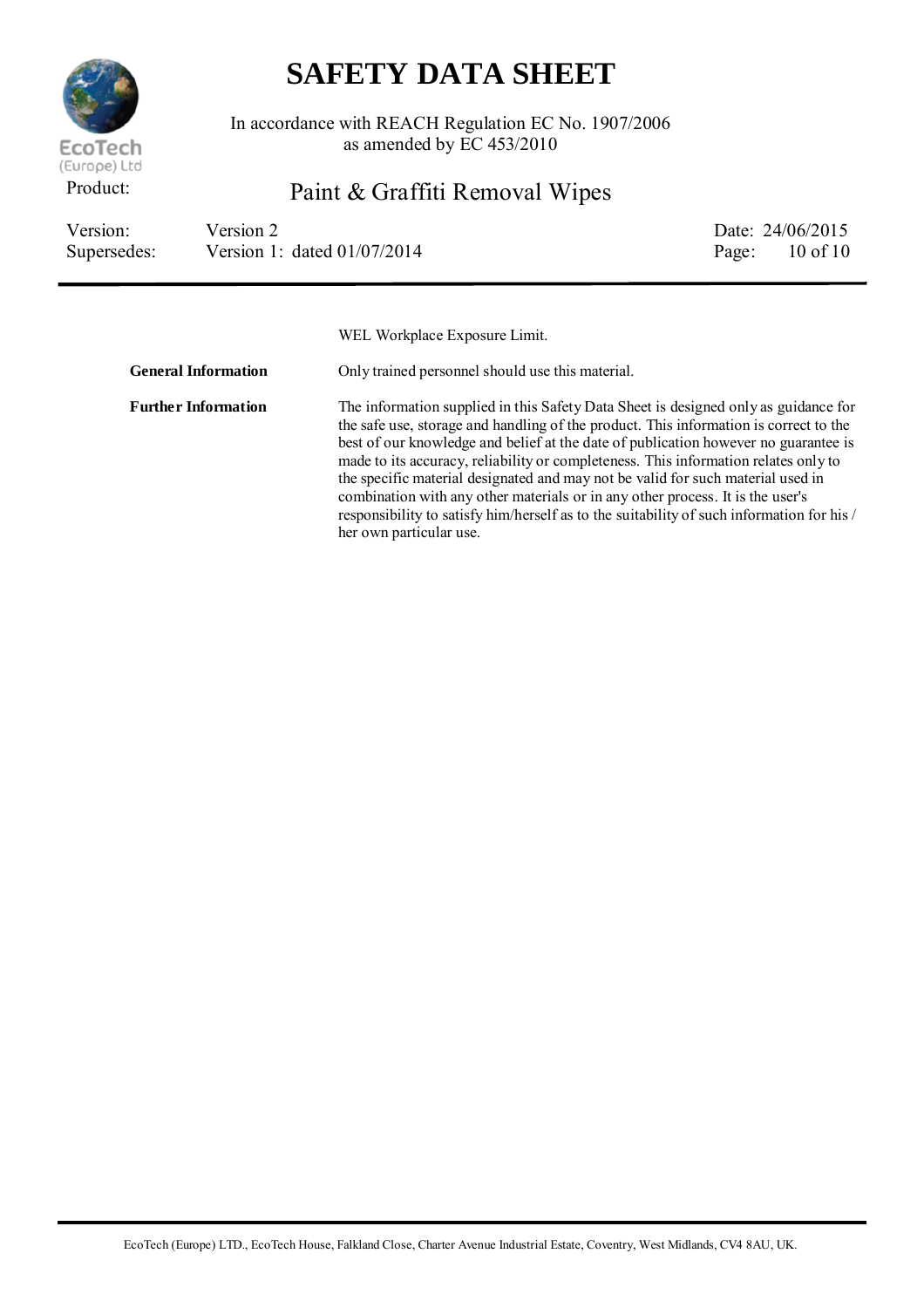WEL Workplace Exposure Limit.

| | |
|---|---|
| **General Information** | Only trained personnel should use this material. |
| **Further Information** | The information supplied in this Safety Data Sheet is designed only as guidance for the safe use, storage and handling of the product. This information is correct to the best of our knowledge and belief at the date of publication however no guarantee is made to its accuracy, reliability or completeness. This information relates only to the specific material designated and may not be valid for such material used in combination with any other materials or in any other process. It is the user's responsibility to satisfy him/herself as to the suitability of such information for his / her own particular use. |